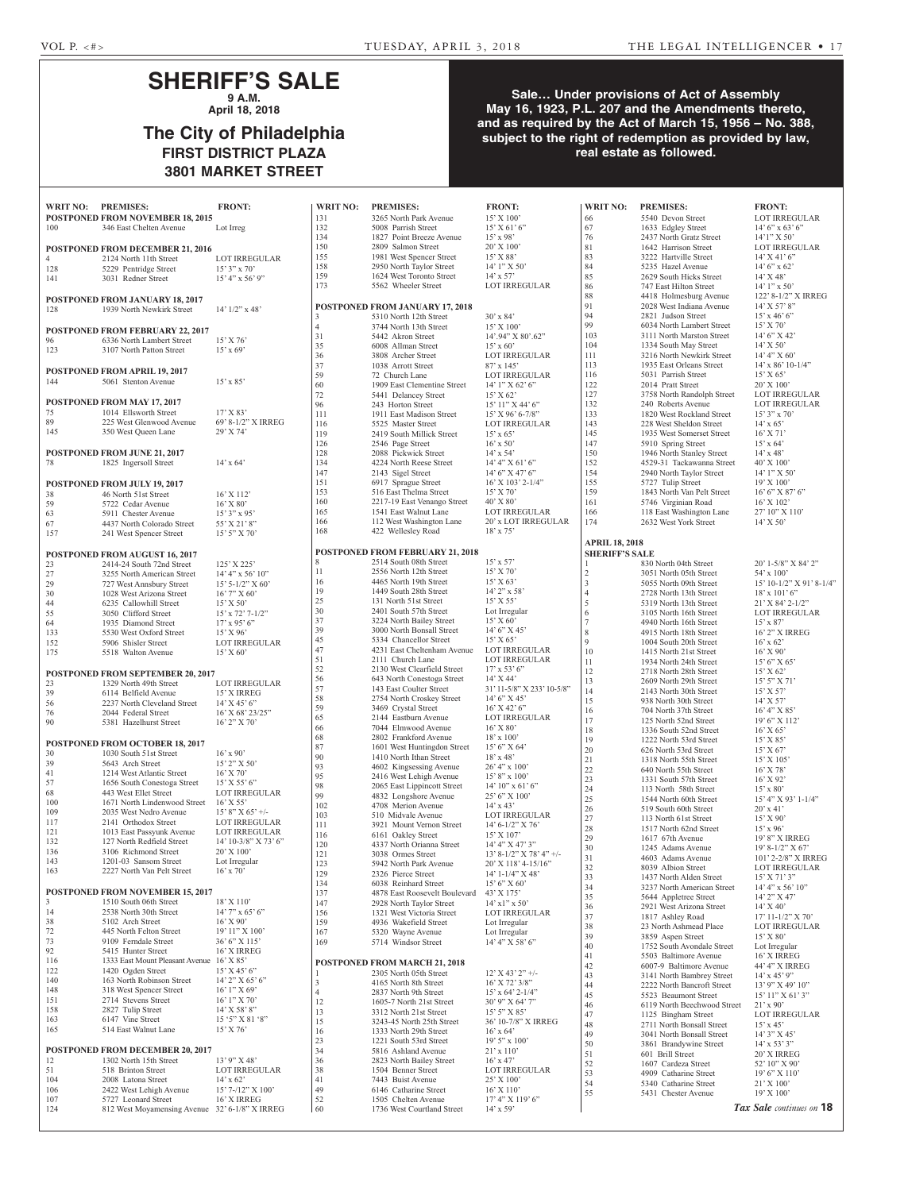# SHERIFF'S SALE

**9 A.M.**
**April 18, 2018**

## The City of Philadelphia

**FIRST DISTRICT PLAZA**
**3801 MARKET STREET**

**Sale… Under provisions of Act of Assembly May 16, 1923, P.L. 207 and the Amendments thereto, and as required by the Act of March 15, 1956 – No. 388, subject to the right of redemption as provided by law, real estate as followed.**

| WRIT NO: | PREMISES: | FRONT: |
|---|---|---|
| **POSTPONED FROM NOVEMBER 18, 2015** | | |
| 100 | 346 East Chelten Avenue | Lot Irreg |
| **POSTPONED FROM DECEMBER 21, 2016** | | |
| 4 | 2124 North 11th Street | LOT IRREGULAR |
| 128 | 5229 Pentridge Street | 15' 3" x 70' |
| 141 | 3031 Redner Street | 15' 4" x 56' 9" |
| **POSTPONED FROM JANUARY 18, 2017** | | |
| 128 | 1939 North Newkirk Street | 14' 1/2" x 48' |
| **POSTPONED FROM FEBRUARY 22, 2017** | | |
| 96 | 6336 North Lambert Street | 15' X 76' |
| 123 | 3107 North Patton Street | 15' x 69' |
| **POSTPONED FROM APRIL 19, 2017** | | |
| 144 | 5061 Stenton Avenue | 15' x 85' |
| **POSTPONED FROM MAY 17, 2017** | | |
| 75 | 1014 Ellsworth Street | 17' X 83' |
| 89 | 225 West Glenwood Avenue | 69' 8-1/2" X IRREG |
| 145 | 350 West Queen Lane | 29' X 74' |
| **POSTPONED FROM JUNE 21, 2017** | | |
| 78 | 1825 Ingersoll Street | 14' x 64' |
| **POSTPONED FROM JULY 19, 2017** | | |
| 38 | 46 North 51st Street | 16' X 112' |
| 59 | 5722 Cedar Avenue | 16' X 80' |
| 63 | 5911 Chester Avenue | 15' 3" x 95' |
| 67 | 4437 North Colorado Street | 55' X 21' 8" |
| 157 | 241 West Spencer Street | 15' 5" X 70' |
| **POSTPONED FROM AUGUST 16, 2017** | | |
| 23 | 2414-24 South 72nd Street | 125' X 225' |
| 27 | 3255 North American Street | 14' 4" x 56' 10" |
| 29 | 727 West Annsbury Street | 15' 5-1/2" X 60' |
| 30 | 1028 West Arizona Street | 16' 7" X 60' |
| 44 | 6235 Callowhill Street | 15' X 50' |
| 55 | 3050 Clifford Street | 15' x 72' 7-1/2" |
| 64 | 1935 Diamond Street | 17' x 95' 6" |
| 133 | 5530 West Oxford Street | 15' X 96' |
| 152 | 5906 Shisler Street | LOT IRREGULAR |
| 175 | 5518 Walton Avenue | 15' X 60' |
| **POSTPONED FROM SEPTEMBER 20, 2017** | | |
| 23 | 1329 North 49th Street | LOT IRREGULAR |
| 39 | 6114 Belfield Avenue | 15' X IRREG |
| 56 | 2237 North Cleveland Street | 14' X 45' 6" |
| 76 | 2044 Federal Street | 16' X 68' 23/25" |
| 90 | 5381 Hazelhurst Street | 16' 2" X 70' |
| **POSTPONED FROM OCTOBER 18, 2017** | | |
| 30 | 1030 South 51st Street | 16' x 90' |
| 39 | 5643 Arch Street | 15' 2" X 50' |
| 41 | 1214 West Atlantic Street | 16' X 70' |
| 57 | 1656 South Conestoga Street | 15' X 55' 6" |
| 68 | 443 West Ellet Street | LOT IRREGULAR |
| 100 | 1671 North Lindenwood Street | 16' X 55' |
| 109 | 2035 West Nedro Avenue | 15' 8" X 65' +/- |
| 117 | 2141 Orthodox Street | LOT IRREGULAR |
| 121 | 1013 East Passyunk Avenue | LOT IRREGULAR |
| 132 | 127 North Redfield Street | 14' 10-3/8" X 73' 6" |
| 136 | 3106 Richmond Street | 20' X 100' |
| 143 | 1201-03 Sansom Street | Lot Irregular |
| 163 | 2227 North Van Pelt Street | 16' x 70' |
| **POSTPONED FROM NOVEMBER 15, 2017** | | |
| 3 | 1510 South 06th Street | 18' X 110' |
| 14 | 2538 North 30th Street | 14' 7" x 65' 6" |
| 38 | 5102 Arch Street | 16' X 90' |
| 72 | 445 North Felton Street | 19' 11" X 100' |
| 73 | 9109 Ferndale Street | 36' 6" X 115' |
| 92 | 5415 Hunter Street | 16' X IRREG |
| 116 | 1333 East Mount Pleasant Avenue | 16' X 85' |
| 122 | 1420 Ogden Street | 15' X 45' 6" |
| 140 | 163 North Robinson Street | 14' 2" X 65' 6" |
| 148 | 318 West Spencer Street | 16' 1" X 69' |
| 151 | 2714 Stevens Street | 16' 1" X 70' |
| 158 | 2827 Tulip Street | 14' X 58' 8" |
| 163 | 6147 Vine Street | 15 '5" X 81 '8" |
| 165 | 514 East Walnut Lane | 15' X 76' |
| **POSTPONED FROM DECEMBER 20, 2017** | | |
| 12 | 1302 North 15th Street | 13' 9" X 48' |
| 51 | 518 Brinton Street | LOT IRREGULAR |
| 104 | 2008 Latona Street | 14' x 62' |
| 106 | 2422 West Lehigh Avenue | 15' 7-/12" X 100' |
| 107 | 5727 Leonard Street | 16' X IRREG |
| 124 | 812 West Moyamensing Avenue | 32' 6-1/8" X IRREG |
| 131 | 3265 North Park Avenue | 15' X 100' |
| 132 | 5008 Parrish Street | 15' X 61' 6" |
| 134 | 1827 Point Breeze Avenue | 15' x 98' |
| 150 | 2809 Salmon Street | 20' X 100' |
| 155 | 1981 West Spencer Street | 15' X 88' |
| 158 | 2950 North Taylor Street | 14' 1" X 50' |
| 159 | 1624 West Toronto Street | 14' x 57' |
| 173 | 5562 Wheeler Street | LOT IRREGULAR |
| **POSTPONED FROM JANUARY 17, 2018** | | |
| 3 | 5310 North 12th Street | 30' x 84' |
| 4 | 3744 North 13th Street | 15' X 100' |
| 31 | 5442 Akron Street | 14'.94" X 80'.62" |
| 35 | 6008 Allman Street | 15' x 60' |
| 36 | 3808 Archer Street | LOT IRREGULAR |
| 37 | 1038 Arrott Street | 87' x 145' |
| 59 | 72 Church Lane | LOT IRREGULAR |
| 60 | 1909 East Clementine Street | 14' 1" X 62' 6" |
| 72 | 5441 Delancey Street | 15' X 62' |
| 96 | 243 Horton Street | 15' 11" X 44' 6" |
| 111 | 1911 East Madison Street | 15' X 96' 6-7/8" |
| 116 | 5525 Master Street | LOT IRREGULAR |
| 119 | 2419 South Millick Street | 15' x 65' |
| 126 | 2546 Page Street | 16' x 50' |
| 128 | 2088 Pickwick Street | 14' x 54' |
| 134 | 4224 North Reese Street | 14' 4" X 61' 6" |
| 147 | 2143 Sigel Street | 14' 6" X 47' 6" |
| 151 | 6917 Sprague Street | 16' X 103' 2-1/4" |
| 153 | 516 East Thelma Street | 15' X 70' |
| 160 | 2217-19 East Venango Street | 40' X 80' |
| 165 | 1541 East Walnut Lane | LOT IRREGULAR |
| 166 | 112 West Washington Lane | 20' x LOT IRREGULAR |
| 168 | 422 Wellesley Road | 18' x 75' |
| **POSTPONED FROM FEBRUARY 21, 2018** | | |
| 8 | 2514 South 08th Street | 15' x 57' |
| 11 | 2556 North 12th Street | 15' X 70' |
| 16 | 4465 North 19th Street | 15' X 63' |
| 19 | 1449 South 28th Street | 14' 2" x 58' |
| 25 | 131 North 51st Street | 15' X 55' |
| 30 | 2401 South 57th Street | Lot Irregular |
| 37 | 3224 North Bailey Street | 15' X 60' |
| 39 | 3000 North Bonsall Street | 14' 6" X 45' |
| 45 | 5334 Chancellor Street | 15' X 65' |
| 47 | 4231 East Cheltenham Avenue | LOT IRREGULAR |
| 51 | 2111 Church Lane | LOT IRREGULAR |
| 52 | 2130 West Clearfield Street | 17' x 53' 6" |
| 56 | 643 North Conestoga Street | 14' X 44' |
| 57 | 143 East Coulter Street | 31' 11-5/8" X 233' 10-5/8" |
| 58 | 2754 North Croskey Street | 14' 6" X 45' |
| 59 | 3469 Crystal Street | 16' X 42' 6" |
| 65 | 2144 Eastburn Avenue | LOT IRREGULAR |
| 66 | 7044 Elmwood Avenue | 16' X 80' |
| 68 | 2802 Frankford Avenue | 18' x 100' |
| 87 | 1601 West Huntingdon Street | 15' 6" X 64' |
| 90 | 1410 North Ithan Street | 18' x 48' |
| 93 | 4602 Kingsessing Avenue | 26' 4" x 100' |
| 95 | 2416 West Lehigh Avenue | 15' 8" x 100' |
| 98 | 2065 East Lippincott Street | 14' 10" x 61' 6" |
| 99 | 4832 Longshore Avenue | 25' 6" X 100' |
| 102 | 4708 Merion Avenue | 14' x 43' |
| 103 | 510 Midvale Avenue | LOT IRREGULAR |
| 111 | 3921 Mount Vernon Street | 14' 6-1/2" X 76' |
| 116 | 6161 Oakley Street | 15' X 107' |
| 120 | 4337 North Orianna Street | 14' 4" X 47' 3" |
| 121 | 3038 Ormes Street | 13' 8-1/2" X 78' 4" +/- |
| 123 | 5942 North Park Avenue | 20' X 118' 4-15/16" |
| 129 | 2326 Pierce Street | 14' 1-1/4" X 48' |
| 134 | 6038 Reinhard Street | 15' 6" X 60' |
| 137 | 4878 East Roosevelt Boulevard | 43' X 175' |
| 147 | 2928 North Taylor Street | 14' x1" x 50' |
| 156 | 1321 West Victoria Street | LOT IRREGULAR |
| 159 | 4936 Wakefield Street | Lot Irregular |
| 167 | 5320 Wayne Avenue | Lot Irregular |
| 169 | 5714 Windsor Street | 14' 4" X 58' 6" |
| **POSTPONED FROM MARCH 21, 2018** | | |
| 1 | 2305 North 05th Street | 12' X 43' 2" +/- |
| 3 | 4165 North 8th Street | 16' X 72' 3/8" |
| 4 | 2837 North 9th Street | 15' x 64' 2-1/4" |
| 12 | 1605-7 North 21st Street | 30' 9" X 64' 7" |
| 13 | 3312 North 21st Street | 15' 5" X 85' |
| 15 | 3243-45 North 25th Street | 36' 10-7/8" X IRREG |
| 16 | 1333 North 29th Street | 16' x 64' |
| 23 | 1221 South 53rd Street | 19' 5" x 100' |
| 34 | 5816 Ashland Avenue | 21' x 110' |
| 36 | 2823 North Bailey Street | 16' x 47' |
| 38 | 1504 Benner Street | LOT IRREGULAR |
| 41 | 7443 Buist Avenue | 25' X 100' |
| 49 | 6146 Catharine Street | 16' X 110' |
| 52 | 1505 Chelten Avenue | 17' 4" X 119' 6" |
| 60 | 1736 West Courtland Street | 14' x 59' |
| 66 | 5540 Devon Street | LOT IRREGULAR |
| 67 | 1633 Edgley Street | 14' 6" x 63' 6" |
| 76 | 2437 North Gratz Street | 14'1" X 50' |
| 81 | 1642 Harrison Street | LOT IRREGULAR |
| 83 | 3222 Hartville Street | 14' X 41' 6" |
| 84 | 5235 Hazel Avenue | 14' 6" x 62' |
| 85 | 2629 South Hicks Street | 14' X 48' |
| 86 | 747 East Hilton Street | 14' 1" x 50' |
| 88 | 4418 Holmesburg Avenue | 122' 8-1/2" X IRREG |
| 91 | 2028 West Indiana Avenue | 14' X 57' 8" |
| 94 | 2821 Judson Street | 15' x 46' 6" |
| 99 | 6034 North Lambert Street | 15' X 70' |
| 103 | 3111 North Marston Street | 14' 6" X 42' |
| 104 | 1334 South May Street | 14' X 50' |
| 111 | 3216 North Newkirk Street | 14' 4" X 60' |
| 113 | 1935 East Orleans Street | 14' x 86' 10-1/4" |
| 116 | 5031 Parrish Street | 15' X 65' |
| 122 | 2014 Pratt Street | 20' X 100' |
| 127 | 3758 North Randolph Street | LOT IRREGULAR |
| 132 | 240 Roberts Avenue | LOT IRREGULAR |
| 133 | 1820 West Rockland Street | 15' 3" x 70' |
| 143 | 228 West Sheldon Street | 14' x 65' |
| 145 | 1935 West Somerset Street | 16' X 71' |
| 147 | 5910 Spring Street | 15' x 64' |
| 150 | 1946 North Stanley Street | 14' x 48' |
| 152 | 4529-31 Tackawanna Street | 40' X 100' |
| 154 | 2940 North Taylor Street | 14' 1" X 50' |
| 155 | 5727 Tulip Street | 19' X 100' |
| 159 | 1843 North Van Pelt Street | 16' 6" X 87' 6" |
| 161 | 5746 Virginian Road | 16' X 102' |
| 166 | 118 East Washington Lane | 27' 10" X 110' |
| 174 | 2632 West York Street | 14' X 50' |
| **APRIL 18, 2018 SHERIFF'S SALE** | | |
| 1 | 830 North 04th Street | 20' 1-5/8" X 84' 2" |
| 2 | 3051 North 05th Street | 54' x 100' |
| 3 | 5055 North 09th Street | 15' 10-1/2" X 91' 8-1/4" |
| 4 | 2728 North 13th Street | 18' x 101' 6" |
| 5 | 5319 North 13th Street | 21' X 84' 2-1/2" |
| 6 | 3105 North 16th Street | LOT IRREGULAR |
| 7 | 4940 North 16th Street | 15' x 87' |
| 8 | 4915 North 18th Street | 16' 2" X IRREG |
| 9 | 1004 South 20th Street | 16' x 62' |
| 10 | 1415 North 21st Street | 16' X 90' |
| 11 | 1934 North 24th Street | 15' 6" X 65' |
| 12 | 2718 North 28th Street | 15' X 62' |
| 13 | 2609 North 29th Street | 15' 5" X 71' |
| 14 | 2143 North 30th Street | 15' X 57' |
| 15 | 938 North 30th Street | 14' X 57' |
| 16 | 704 North 37th Street | 16' 4" X 85' |
| 17 | 125 North 52nd Street | 19' 6" X 112' |
| 18 | 1336 South 52nd Street | 16' X 65' |
| 19 | 1222 North 53rd Street | 15' X 85' |
| 20 | 626 North 53rd Street | 15' X 67' |
| 21 | 1318 North 55th Street | 15' X 105' |
| 22 | 640 North 55th Street | 16' X 78' |
| 23 | 1331 South 57th Street | 16' X 92' |
| 24 | 113 North 58th Street | 15' x 80' |
| 25 | 1544 North 60th Street | 15' 4" X 93' 1-1/4" |
| 26 | 519 South 60th Street | 20' x 41' |
| 27 | 113 North 61st Street | 15' X 90' |
| 28 | 1517 North 62nd Street | 15' x 96' |
| 29 | 1617 67th Avenue | 19' 8" X IRREG |
| 30 | 1245 Adams Avenue | 19' 8-1/2" X 67' |
| 31 | 4603 Adams Avenue | 101' 2-2/8" X IRREG |
| 32 | 8039 Albion Street | LOT IRREGULAR |
| 33 | 1437 North Alden Street | 15' X 71' 3" |
| 34 | 3237 North American Street | 14' 4" x 56' 10" |
| 35 | 5644 Appletree Street | 14' 2" X 47' |
| 36 | 2921 West Arizona Street | 14' X 40' |
| 37 | 1817 Ashley Road | 17' 11-1/2" X 70' |
| 38 | 23 North Ashmead Place | LOT IRREGULAR |
| 39 | 3859 Aspen Street | 15' X 80' |
| 40 | 1752 South Avondale Street | Lot Irregular |
| 41 | 5503 Baltimore Avenue | 16' X IRREG |
| 42 | 6007-9 Baltimore Avenue | 44' 4" X IRREG |
| 43 | 3141 North Bambrey Street | 14' x 45' 9" |
| 44 | 2222 North Bancroft Street | 13' 9" X 49' 10" |
| 45 | 5523 Beaumont Street | 15' 11" X 61' 3" |
| 46 | 6119 North Beechwood Street | 21' x 90' |
| 47 | 1125 Bingham Street | LOT IRREGULAR |
| 48 | 2711 North Bonsall Street | 15' x 45' |
| 49 | 3041 North Bonsall Street | 14' 3" X 45' |
| 50 | 3861 Brandywine Street | 14' x 53' 3" |
| 51 | 601 Brill Street | 20' X IRREG |
| 52 | 1607 Cardeza Street | 52' 10" X 90' |
| 53 | 4909 Catharine Street | 19' 6" X 110' |
| 54 | 5340 Catharine Street | 21' X 100' |
| 55 | 5431 Chester Avenue | 19' X 100' |

*Tax Sale continues on* **18**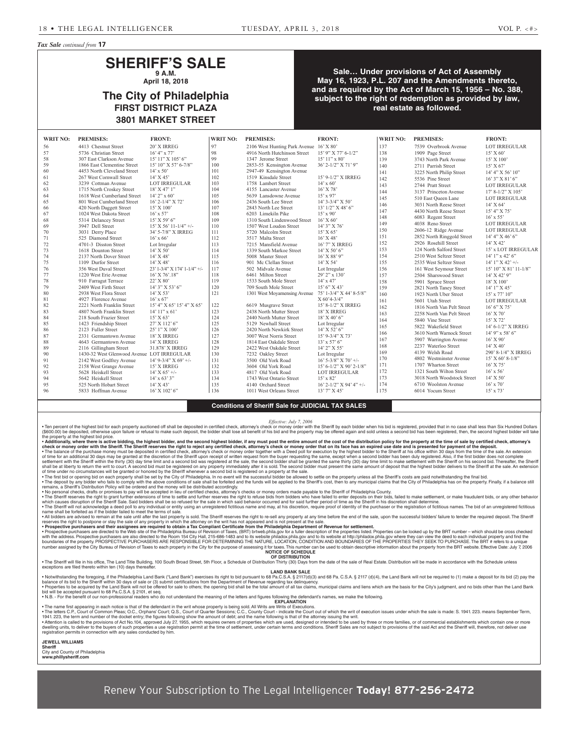*Tax Sale continued from* **17**

# SHERIFF'S SALE

**9 A.M.**
**April 18, 2018**

## The City of Philadelphia

**FIRST DISTRICT PLAZA**
**3801 MARKET STREET**

**Sale… Under provisions of Act of Assembly May 16, 1923, P.L. 207 and the Amendments thereto, and as required by the Act of March 15, 1956 – No. 388, subject to the right of redemption as provided by law, real estate as followed.**

| WRIT NO: | PREMISES: | FRONT: |
|---|---|---|
| 56 | 4413 Chestnut Street | 20' X IRREG |
| 57 | 5736 Christian Street | 16' 4" x 77' |
| 58 | 307 East Clarkson Avenue | 15' 11" X 105' 6" |
| 59 | 1866 East Clementine Street | 15' 10" X 57' 6-7/8" |
| 60 | 4453 North Cleveland Street | 14' x 50' |
| 61 | 267 West Cornwall Street | 14' X 45' |
| 62 | 3239 Cottman Avenue | LOT IRREGULAR |
| 63 | 1715 North Croskey Street | 18' X 47' 1" |
| 64 | 1618 West Cumberland Street | 14' 2" x 60' |
| 65 | 801 West Cumberland Street | 16' 2-1/4" X 72' |
| 66 | 420 North Daggett Street | 15' X 100' |
| 67 | 1024 West Dakota Street | 16' x 57' |
| 68 | 5314 Delancey Street | 15' X 59' 6" |
| 69 | 3947 Dell Street | 15' X 56' 11-1/4" +/- |
| 70 | 3031 Derry Place | 34' 5-7/8" X IRREG |
| 71 | 525 Diamond Street | 16' x 66' |
| 72 | 4701-3 Disston Street | Lot Irregular |
| 73 | 1618 Dounton Street | 14' X 50' |
| 74 | 2137 North Dover Street | 14' X 48' |
| 75 | 1109 Durfor Street | 14' X 48' |
| 76 | 356 West Duval Street | 23' 1-3/4" X 174' 1-1/4" +/- |
| 77 | 1220 West Erie Avenue | 16' X 76'.18" |
| 78 | 910 Farragut Terrace | 22' X 80' |
| 79 | 2409 West Firth Street | 14' 3" X 53' 6" |
| 80 | 2938 West Flora Street | 14' X 53' |
| 81 | 4927 Florence Avenue | 16' x 67' |
| 82 | 2221 North Franklin Street | 15' 4" X 65' 15' 4" X 65' |
| 83 | 4807 North Franklin Street | 14' 11" x 61' |
| 84 | 218 South Frazier Street | 15' X 63' |
| 85 | 1423 Friendship Street | 27' X 112' 6" |
| 86 | 2123 Fuller Street | 25' 1" X 100' |
| 87 | 2331 Germantown Avenue | 18' X IRREG |
| 88 | 4643 Germantown Avenue | 14' X IRREG |
| 89 | 2116 Gillingham Street | 31.878' X IRREG |
| 90 | 1430-32 West Glenwood Avenue | LOT IRREGULAR |
| 91 | 2142 West Godfrey Avenue | 14' 9-3/4" X 69' +/- |
| 92 | 2158 West Grange Avenue | 15' X IRREG |
| 93 | 5628 Heiskell Street | 14' X 65' +/- |
| 94 | 5642 Heiskell Street | 14' x 63' 3" |
| 95 | 525 North Hobart Street | 14' X 43' |
| 96 | 5833 Hoffman Avenue | 16' X 102' 6" |
| 97 | 2106 West Hunting Park Avenue | 16' X 80' |
| 98 | 4916 North Hutchinson Street | 15' 9" X 77' 6-1/2" |
| 99 | 1347 Jerome Street | 15' 11" x 80' |
| 100 | 2853-55 Kensington Avenue | 36' 2-1/2" X 71' 9" |
| 101 | 2947-49 Kensington Avenue | |
| 102 | 1519 Kinsdale Street | 15' 9-1/2" X IRREG |
| 103 | 1758 Lambert Street | 14' x 60' |
| 104 | 4155 Lancaster Avenue | 16' X 78' |
| 105 | 5639 Lansdowne Avenue | 15' x 97' |
| 106 | 2436 South Lee Street | 14' 3-3/4" X 50' |
| 107 | 2843 North Lee Street | 13' 1/2" X 48' 6" |
| 108 | 6203 Limekiln Pike | 15' x 90' |
| 109 | 1310 South Lindenwood Street | 16' X 60' |
| 110 | 1507 West Loudon Street | 14' 3" X 76' |
| 111 | 5720 Malcolm Street | 15' X 65' |
| 112 | 3517 Malta Street | 16' X 48' |
| 113 | 7215 Mansfield Avenue | 16' 7" X IRREG |
| 114 | 1339 South Markoe Street | 14' X 50' 6" |
| 115 | 5008 Master Street | 16' X 88' 9" |
| 116 | 901 Mc Clellan Street | 14' X 54' |
| 117 | 502 Midvale Avenue | Lot Irregular |
| 118 | 6461 Milton Street | 29' 2" x 130' |
| 119 | 1533 South Mole Street | 14' x 47' |
| 120 | 709 South Mole Street | 15' 6" X 43' |
| 121 | 1301 West Moyamensing Avenue | 75' 1-3/4" X 44' 8-5/8" X 60'4-3/4" |
| 122 | 6619 Musgrave Street | 15' 8-1/2" X IRREG |
| 123 | 2438 North Mutter Street | 18' X IRREG |
| 124 | 2440 North Mutter Street | 18' X 40' 6" |
| 125 | 5129 Newhall Street | Lot Irregular |
| 126 | 2420 North Newkirk Street | 14' X 52' 6" |
| 127 | 3007 West Norris Street | 15' 9-3/4" X 73' |
| 128 | 1814 East Oakdale Street | 13' x 57' 6" |
| 129 | 2422 West Oakdale Street | 14' 2" X 55' |
| 130 | 7232 Oakley Street | Lot Irregular |
| 131 | 3500 Old York Road | 16' 5-3/8" X 70' +/- |
| 132 | 3604 Old York Road | 15' 6-1/2" X 90' 2-1/8" |
| 133 | 4817 Old York Road | LOT IRREGULAR |
| 134 | 1743 West Ontario Street | 15' x 82' |
| 135 | 4140 Orchard Street | 16' 2-1/2" X 94' 4" +/- |
| 136 | 1011 West Orleans Street | 13' 7" X 45' |
| 137 | 7539 Overbrook Avenue | LOT IRREGULAR |
| 138 | 1909 Page Street | 15' X 60' |
| 139 | 3743 North Park Avenue | 15' X 100' |
| 140 | 2711 Parrish Street | 15' X 67' |
| 141 | 3225 North Philip Street | 14' 4" X 56' 10" |
| 142 | 5536 Pine Street | 16' 3" X 81' 6" |
| 143 | 2744 Pratt Street | LOT IRREGULAR |
| 144 | 3137 Princeton Avenue | 17' 8-1/2" X 105' |
| 145 | 510 East Queen Lane | LOT IRREGULAR |
| 146 | 3031 North Reese Street | 14' X 64' |
| 147 | 4430 North Reese Street | 15' 4" X 75' |
| 148 | 6083 Regent Street | 16' x 55' |
| 149 | 4038 Reno Street | LOT IRREGULAR |
| 150 | 2606-12 Ridge Avenue | LOT IRREGULAR |
| 151 | 2852 North Ringgold Street | 14' 4" X 46' 6" |
| 152 | 2926 Rosehill Street | 14' X 42' |
| 153 | 124 North Salford Street | 15' x LOT IRREGULAR |
| 154 | 2510 West Seltzer Street | 14' 1" x 42' 6" |
| 155 | 2535 West Seltzer Street | 14' 1" X 42' +/- |
| 156 | 161 West Seymour Street | 15' 10" X 81' 11-1/8" |
| 157 | 2504 Sharswood Street | 14' X 42' 9" |
| 158 | 5901 Spruce Street | 18' X 100' |
| 159 | 2821 North Taney Street | 14' 1" X 45' |
| 160 | 1923 North Uber Street | 15' x 77' 10" |
| 161 | 5601 Utah Street | LOT IRREGULAR |
| 162 | 1816 North Van Pelt Street | 16' 6" X 75' |
| 163 | 2258 North Van Pelt Street | 16' X 70' |
| 164 | 5840 Vine Street | 15' X 72' |
| 165 | 5822 Wakefield Street | 14' 6-1/2" X IRREG |
| 166 | 3610 North Warnock Street | 14' 9" x 58' 6" |
| 167 | 5907 Warrington Avenue | 16' X 90' |
| 168 | 2237 Waterloo Street | 14' X 40' |
| 169 | 4139 Welsh Road | 290' 8-1/4" X IRREG |
| 170 | 4802 Westminster Avenue | 15' X 60' 8-1/8" |
| 171 | 1707 Wharton Street | 16' X 75' |
| 172 | 1321 South Wilton Street | 16' x 56' |
| 173 | 3018 North Woodstock Street | 14' X 50' |
| 174 | 6710 Woolston Avenue | 16' x 70' |
| 175 | 6014 Yocum Street | 15' x 73' |

### Conditions of Sheriff Sale for JUDICIAL TAX SALES

*Effective: July 7, 2006*

• Ten percent of the highest bid for each property auctioned off shall be deposited in certified check, attorney's check or money order with the Sheriff by each bidder when his bid is registered, provided that in no case shall less than Six Hundred Dollars ($600.00) be deposited, otherwise upon failure or refusal to make such deposit, the bidder shall lose all benefit of his bid and the property may be offered again and sold unless a second bid has been registered, then, the second highest bidder will take the property at the highest bid price.

• **Additionally, where there is active bidding, the highest bidder, and the second highest bidder, if any must post the entire amount of the cost of the distribution policy for the property at the time of sale by certified check, attorney's check or money order with the Sheriff. The Sheriff reserves the right to reject any certified check, attorney's check or money order that on its face has an expired use date and is presented for payment of the deposit.**

• The balance of the purchase money must be deposited in certified check, attorney's check or money order together with a Deed poll for execution by the highest bidder to the Sheriff at his office within 30 days from the time of the sale. An extension of time for an additional 30 days may be granted at the discretion of the Sheriff upon receipt of written request from the buyer requesting the same, except when a second bidder has been duly registered. Also, if the first bidder does not complete settlement with the Sheriff within the thirty (30) day time limit and a second bid was registered at the sale, the second bidder shall be granted the same thirty (30) day time limit to make settlement with the Sheriff on his second bid. Thereafter, the Sheriff shall be at liberty to return the writ to court. A second bid must be registered on any property immediately after it is sold. The second bidder must present the same amount of deposit that the highest bidder delivers to the Sheriff at the sale. An extension of time under no circumstances will be granted or honored by the Sheriff whenever a second bid is registered on a property at the sale.

• The first bid or opening bid on each property shall be set by the City of Philadelphia. In no event will the successful bidder be allowed to settle on the property unless all the Sheriff's costs are paid notwithstanding the final bid.

• The deposit by any bidder who fails to comply with the above conditions of sale shall be forfeited and the funds will be applied to the Sheriff's cost, then to any municipal claims that the City of Philadelphia has on the property. Finally, if a balance still remains, a Sheriff's Distribution Policy will be ordered and the money will be distributed accordingly.

• No personal checks, drafts or promises to pay will be accepted in lieu of certified checks, attorney's checks or money orders made payable to the Sheriff of Philadelphia County.

• The Sheriff reserves the right to grant further extensions of time to settle and further reserves the right to refuse bids from bidders who have failed to enter deposits on their bids, failed to make settlement, or make fraudulent bids, or any other behavior which causes disruption of the Sheriff Sale. Said bidders shall be so refused for the sale in which said behavior occurred and for said further period of time as the Sheriff in his discretion shall determine.

• The Sheriff will not acknowledge a deed poll to any individual or entity using an unregistered fictitious name and may, at his discretion, require proof of identity of the purchaser or the registration of fictitious names. The bid of an unregistered fictitious name shall be forfeited as if the bidder failed to meet the terms of sale.

• All bidders are advised to remain at the sale until after the last property is sold. The Sheriff reserves the right to re-sell any property at any time before the end of the sale, upon the successful bidders' failure to tender the required deposit. The Sheriff reserves the right to postpone or stay the sale of any property in which the attorney on the writ has not appeared and is not present at the sale.

• **Prospective purchasers and their assignees are required to obtain a Tax Compliant Certificate from the Philadelphia Department of Revenue for settlement.**

• Prospective purchasers are directed to the Web site of the Philadelphia Bureau of Revision of Taxes, (BRT) brtweb.phila.gov for a fuller description of the properties listed. Properties can be looked up by the BRT number – which should be cross checked with the address. Prospective purchasers are also directed to the Room 154 City Hall, 215-686-1483 and to its website philadox.phila.gov and to its website at http://philadox.phila.gov where they can view the deed to each individual property and find the boundaries of the property. PROSPECTIVE PURCHASERS ARE RESPONSIBLE FOR DETERMINING THE NATURE, LOCATION, CONDITION AND BOUNDARIES OF THE PROPERTIES THEY SEEK TO PURCHASE. The BRT # refers to a unique number assigned by the City Bureau of Revision of Taxes to each property in the City for the purpose of assessing it for taxes. This number can be used to obtain descriptive information about the property from the BRT website. Effective Date: July 7, 2006

**NOTICE OF SCHEDULE OF DISTRIBUTION**

• The Sheriff will file in his office, The Land Title Building, 100 South Broad Street, 5th Floor, a Schedule of Distribution Thirty (30) Days from the date of the sale of Real Estate. Distribution will be made in accordance with the Schedule unless exceptions are filed thereto within ten (10) days thereafter.

**LAND BANK SALE**

• Notwithstanding the foregoing, if the Philadelphia Land Bank ("Land Bank") exercises its right to bid pursuant to 68 Pa.C.S.A. § 2117(d)(3) and 68 Pa. C.S.A. § 2117 (d)(4), the Land Bank will not be required to (1) make a deposit for its bid (2) pay the balance of its bid to the Sheriff within 30 days of sale or (3) submit certifications from the Department of Revenue regarding tax delinquency.

• Properties to be acquired by the Land Bank will not be offered for sale to others; the opening bid shall be the total amount of all tax claims, municipal claims and liens which are the basis for the City's judgment, and no bids other than the Land Bank bid will be accepted pursuant to 68 Pa.C.S.A. § 2101, et seq.

• N.B. - For the benefit of our non-professional readers who do not understand the meaning of the letters and figures following the defendant's names, we make the following.

**EXPLANATION**

• The name first appearing in each notice is that of the defendant in the writ whose property is being sold. All Writs are Writs of Executions.

• The letters C.P., Court of Common Pleas; O.C., Orphans' Court; Q.S., Court of Quarter Sessions; C.C., County Court - indicate the Court out of which the writ of execution issues under which the sale is made: S. 1941. 223. means September Term, 1941. 223, the term and number of the docket entry; the figures following show the amount of debt; and the name following is that of the attorney issuing the writ.

• Attention is called to the provisions of Act No.104, approved July 27, 1955, which requires owners of properties which are used, designed or intended to be used by three or more families, or of commercial establishments which contain one or more dwelling units, to deliver to the buyers of such properties a use registration permit at the time of settlement, under certain terms and conditions. Sheriff Sales are not subject to provisions of the said Act and the Sheriff will, therefore, not deliver use registration permits in connection with any sales conducted by him.

**JEWELL WILLIAMS**
**Sheriff**
City and County of Philadelphia
**www.phillysheriff.com**

Renew Your Subscription to The Legal Intelligencer **Today! 877-256-2472**